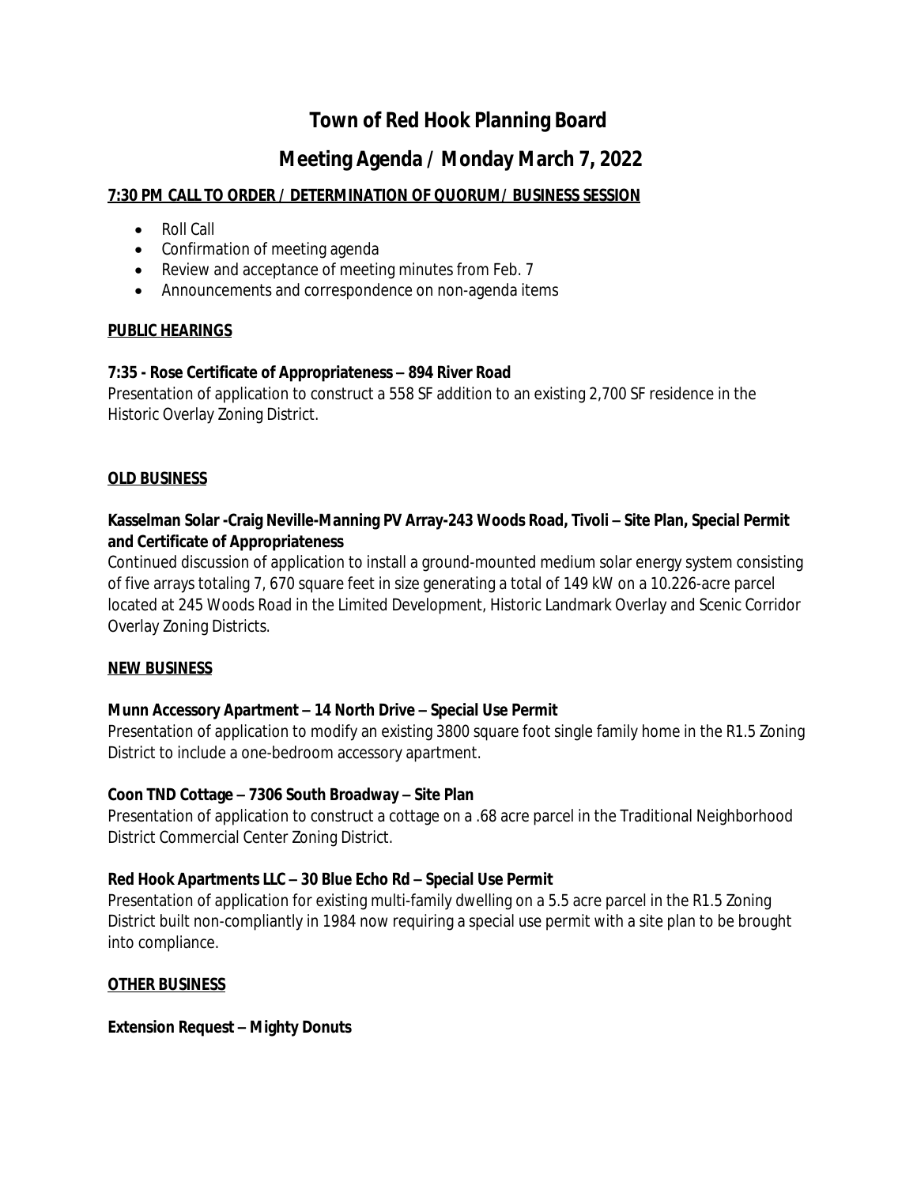# Town of Red Hook Planning Board

## Meeting Agenda / Monday March 7, 2022

**7:30 PM CALL TO ORDER / DETERMINATION OF QUORUM/ BUSINESS SESSION**

- Roll Call
- Confirmation of meeting agenda
- Review and acceptance of meeting minutes from Feb. 7
- Announcements and correspondence on non-agenda items

**PUBLIC HEARINGS**

**7:35 - Rose Certificate of Appropriateness – 894 River Road**
Presentation of application to construct a 558 SF addition to an existing 2,700 SF residence in the Historic Overlay Zoning District.

**OLD BUSINESS**

**Kasselman Solar -Craig Neville-Manning PV Array-243 Woods Road, Tivoli – Site Plan, Special Permit and Certificate of Appropriateness**
Continued discussion of application to install a ground-mounted medium solar energy system consisting of five arrays totaling 7, 670 square feet in size generating a total of 149 kW on a 10.226-acre parcel located at 245 Woods Road in the Limited Development, Historic Landmark Overlay and Scenic Corridor Overlay Zoning Districts.

**NEW BUSINESS**

**Munn Accessory Apartment – 14 North Drive – Special Use Permit**
Presentation of application to modify an existing 3800 square foot single family home in the R1.5 Zoning District to include a one-bedroom accessory apartment.

**Coon TND Cottage – 7306 South Broadway – Site Plan**
Presentation of application to construct a cottage on a .68 acre parcel in the Traditional Neighborhood District Commercial Center Zoning District.

**Red Hook Apartments LLC – 30 Blue Echo Rd – Special Use Permit**
Presentation of application for existing multi-family dwelling on a 5.5 acre parcel in the R1.5 Zoning District built non-compliantly in 1984 now requiring a special use permit with a site plan to be brought into compliance.

**OTHER BUSINESS**

**Extension Request – Mighty Donuts**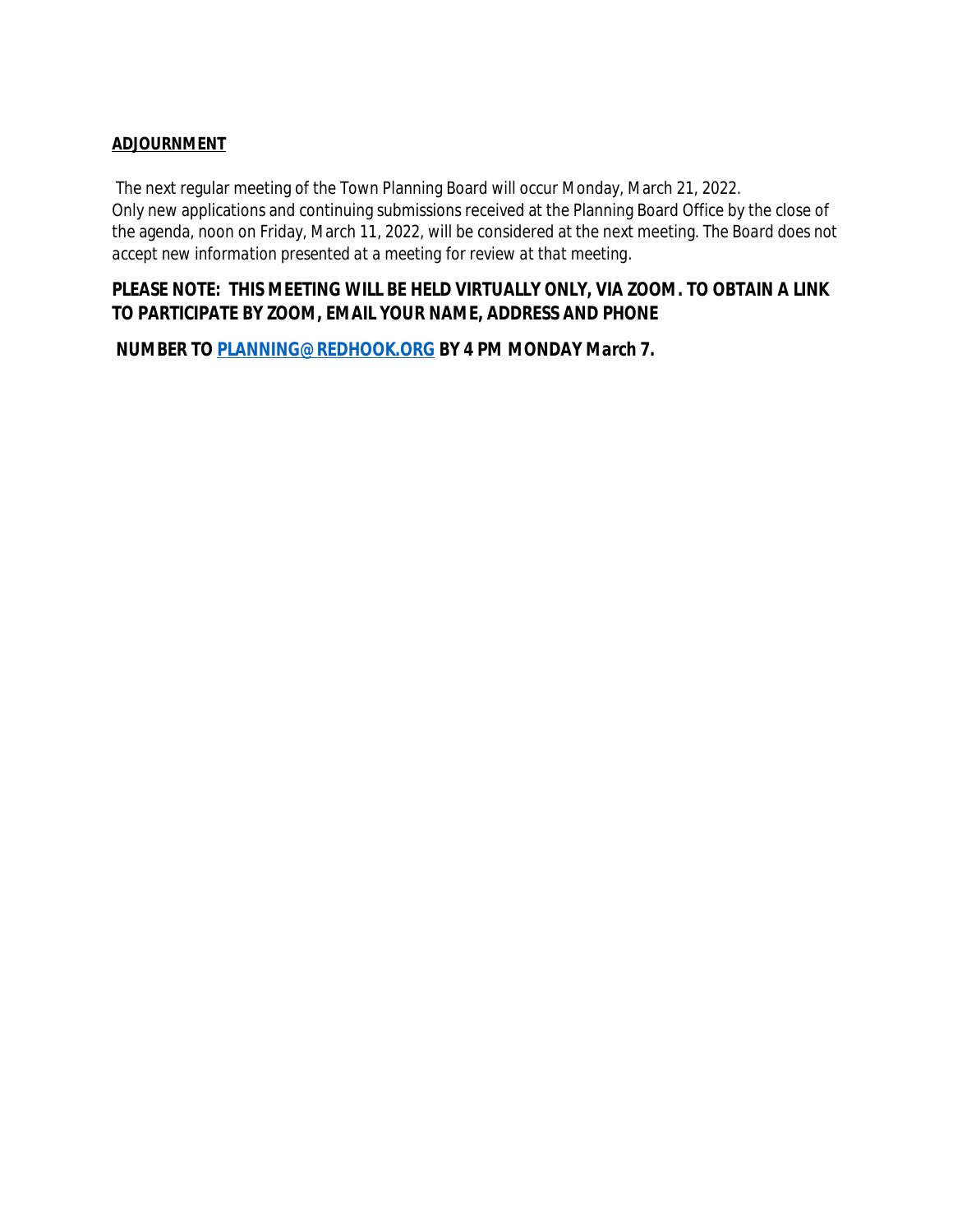**ADJOURNMENT**

The next regular meeting of the Town Planning Board will occur Monday, March 21, 2022. Only new applications and continuing submissions received at the Planning Board Office by the close of the agenda, noon on Friday, March 11, 2022, will be considered at the next meeting. *The Board does not accept new information presented at a meeting for review at that meeting.*

**PLEASE NOTE: THIS MEETING WILL BE HELD VIRTUALLY ONLY, VIA ZOOM. TO OBTAIN A LINK TO PARTICIPATE BY ZOOM, EMAIL YOUR NAME, ADDRESS AND PHONE**

**NUMBER TO PLANNING@REDHOOK.ORG BY 4 PM MONDAY March 7.**